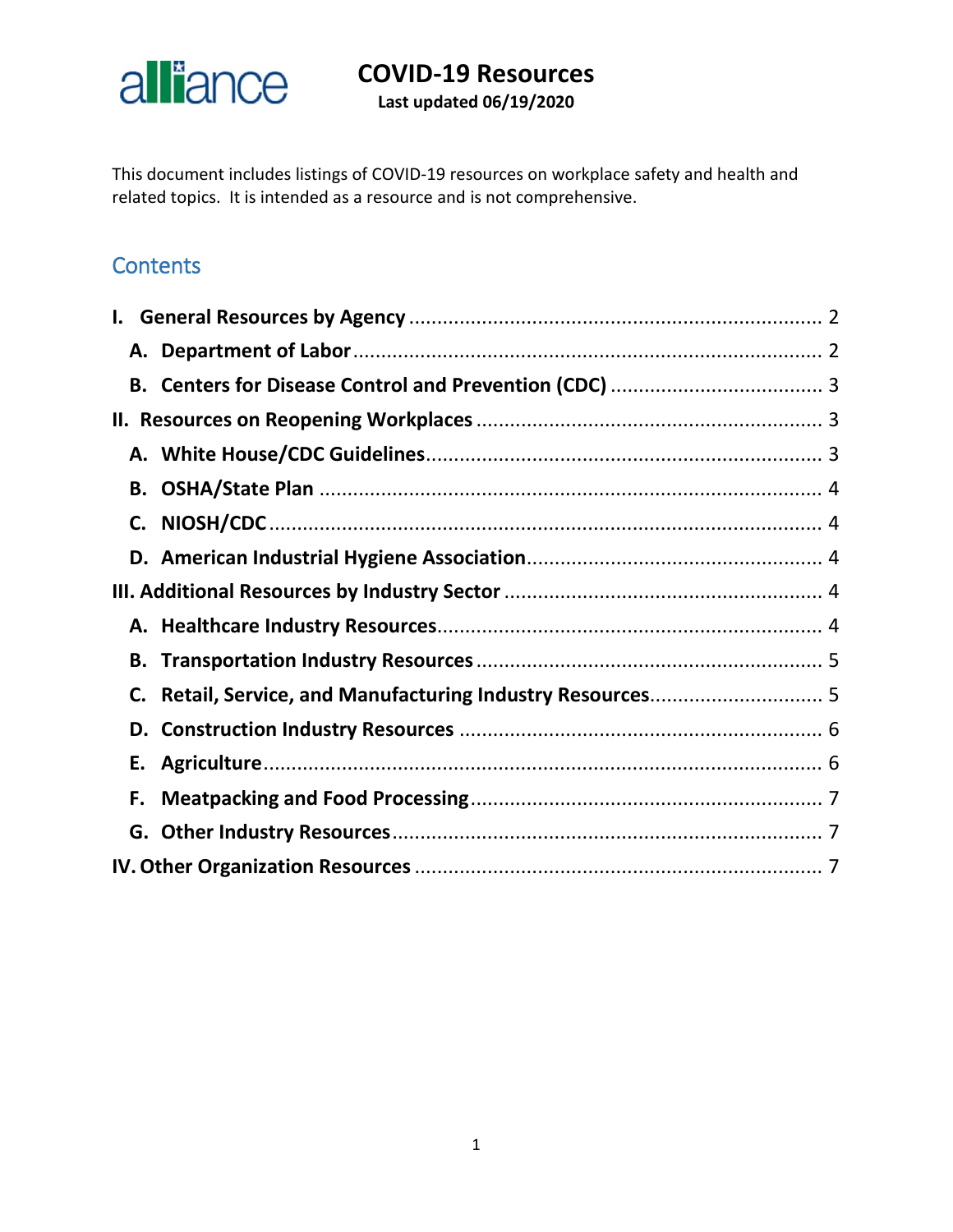alliance

# COVID-19 Resources

**Last updated 06/19/2020**

This document includes listings of COVID-19 resources on workplace safety and health and related topics. It is intended as a resource and is not comprehensive.

## Contents

- **I. General Resources by Agency** ........ 2
  - **A. Department of Labor** ........ 2
  - **B. Centers for Disease Control and Prevention (CDC)** ........ 3
- **II. Resources on Reopening Workplaces** ........ 3
  - **A. White House/CDC Guidelines** ........ 3
  - **B. OSHA/State Plan** ........ 4
  - **C. NIOSH/CDC** ........ 4
  - **D. American Industrial Hygiene Association** ........ 4
- **III. Additional Resources by Industry Sector** ........ 4
  - **A. Healthcare Industry Resources** ........ 4
  - **B. Transportation Industry Resources** ........ 5
  - **C. Retail, Service, and Manufacturing Industry Resources** ........ 5
  - **D. Construction Industry Resources** ........ 6
  - **E. Agriculture** ........ 6
  - **F. Meatpacking and Food Processing** ........ 7
  - **G. Other Industry Resources** ........ 7
- **IV. Other Organization Resources** ........ 7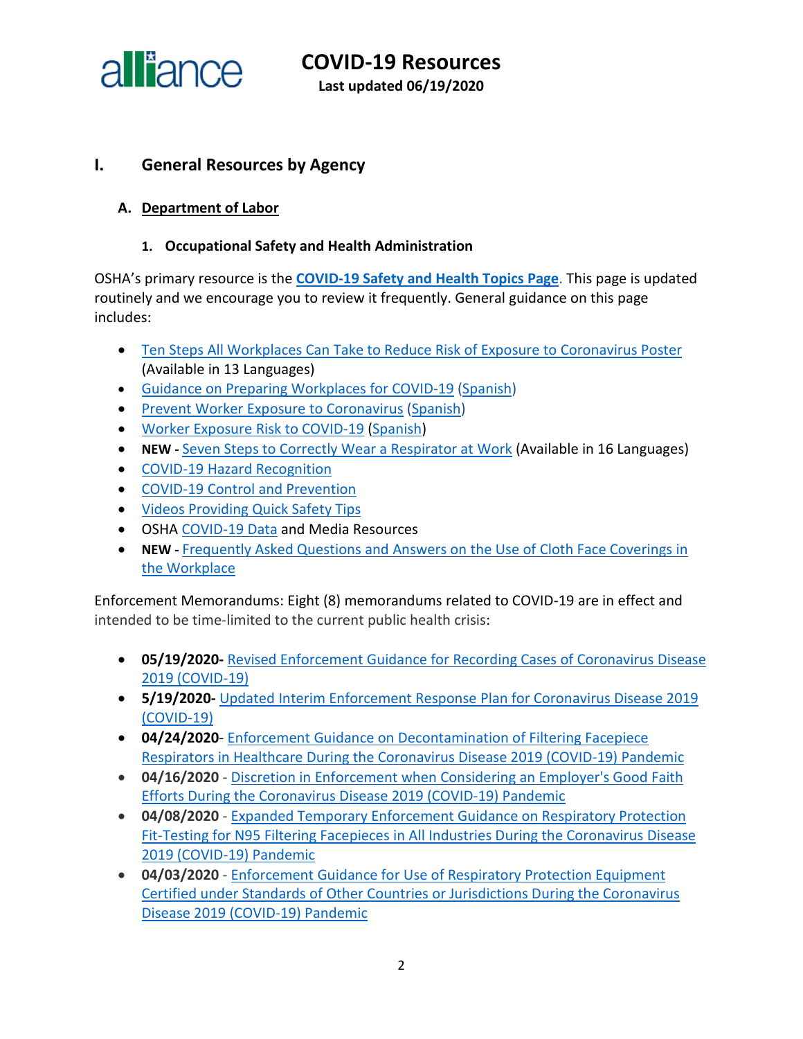# COVID-19 Resources

**Last updated 06/19/2020**

## I. General Resources by Agency

### A. Department of Labor

#### 1. Occupational Safety and Health Administration

OSHA's primary resource is the **COVID-19 Safety and Health Topics Page**. This page is updated routinely and we encourage you to review it frequently. General guidance on this page includes:

- Ten Steps All Workplaces Can Take to Reduce Risk of Exposure to Coronavirus Poster (Available in 13 Languages)
- Guidance on Preparing Workplaces for COVID-19 (Spanish)
- Prevent Worker Exposure to Coronavirus (Spanish)
- Worker Exposure Risk to COVID-19 (Spanish)
- **NEW -** Seven Steps to Correctly Wear a Respirator at Work (Available in 16 Languages)
- COVID-19 Hazard Recognition
- COVID-19 Control and Prevention
- Videos Providing Quick Safety Tips
- OSHA COVID-19 Data and Media Resources
- **NEW -** Frequently Asked Questions and Answers on the Use of Cloth Face Coverings in the Workplace

Enforcement Memorandums: Eight (8) memorandums related to COVID-19 are in effect and intended to be time-limited to the current public health crisis:

- **05/19/2020-** Revised Enforcement Guidance for Recording Cases of Coronavirus Disease 2019 (COVID-19)
- **5/19/2020-** Updated Interim Enforcement Response Plan for Coronavirus Disease 2019 (COVID-19)
- **04/24/2020**- Enforcement Guidance on Decontamination of Filtering Facepiece Respirators in Healthcare During the Coronavirus Disease 2019 (COVID-19) Pandemic
- **04/16/2020** - Discretion in Enforcement when Considering an Employer's Good Faith Efforts During the Coronavirus Disease 2019 (COVID-19) Pandemic
- **04/08/2020** - Expanded Temporary Enforcement Guidance on Respiratory Protection Fit-Testing for N95 Filtering Facepieces in All Industries During the Coronavirus Disease 2019 (COVID-19) Pandemic
- **04/03/2020** - Enforcement Guidance for Use of Respiratory Protection Equipment Certified under Standards of Other Countries or Jurisdictions During the Coronavirus Disease 2019 (COVID-19) Pandemic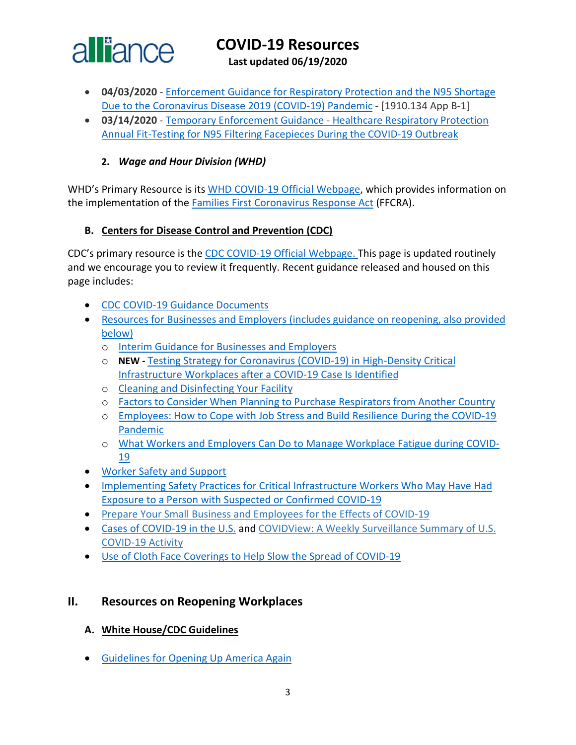- **04/03/2020** - Enforcement Guidance for Respiratory Protection and the N95 Shortage Due to the Coronavirus Disease 2019 (COVID-19) Pandemic - [1910.134 App B-1]
- **03/14/2020** - Temporary Enforcement Guidance - Healthcare Respiratory Protection Annual Fit-Testing for N95 Filtering Facepieces During the COVID-19 Outbreak

#### 2. *Wage and Hour Division (WHD)*

WHD's Primary Resource is its WHD COVID-19 Official Webpage, which provides information on the implementation of the Families First Coronavirus Response Act (FFCRA).

### B. Centers for Disease Control and Prevention (CDC)

CDC's primary resource is the CDC COVID-19 Official Webpage. This page is updated routinely and we encourage you to review it frequently. Recent guidance released and housed on this page includes:

- CDC COVID-19 Guidance Documents
- Resources for Businesses and Employers (includes guidance on reopening, also provided below)
  - Interim Guidance for Businesses and Employers
  - **NEW -** Testing Strategy for Coronavirus (COVID-19) in High-Density Critical Infrastructure Workplaces after a COVID-19 Case Is Identified
  - Cleaning and Disinfecting Your Facility
  - Factors to Consider When Planning to Purchase Respirators from Another Country
  - Employees: How to Cope with Job Stress and Build Resilience During the COVID-19 Pandemic
  - What Workers and Employers Can Do to Manage Workplace Fatigue during COVID-19
- Worker Safety and Support
- Implementing Safety Practices for Critical Infrastructure Workers Who May Have Had Exposure to a Person with Suspected or Confirmed COVID-19
- Prepare Your Small Business and Employees for the Effects of COVID-19
- Cases of COVID-19 in the U.S. and COVIDView: A Weekly Surveillance Summary of U.S. COVID-19 Activity
- Use of Cloth Face Coverings to Help Slow the Spread of COVID-19

## II. Resources on Reopening Workplaces

### A. White House/CDC Guidelines

- Guidelines for Opening Up America Again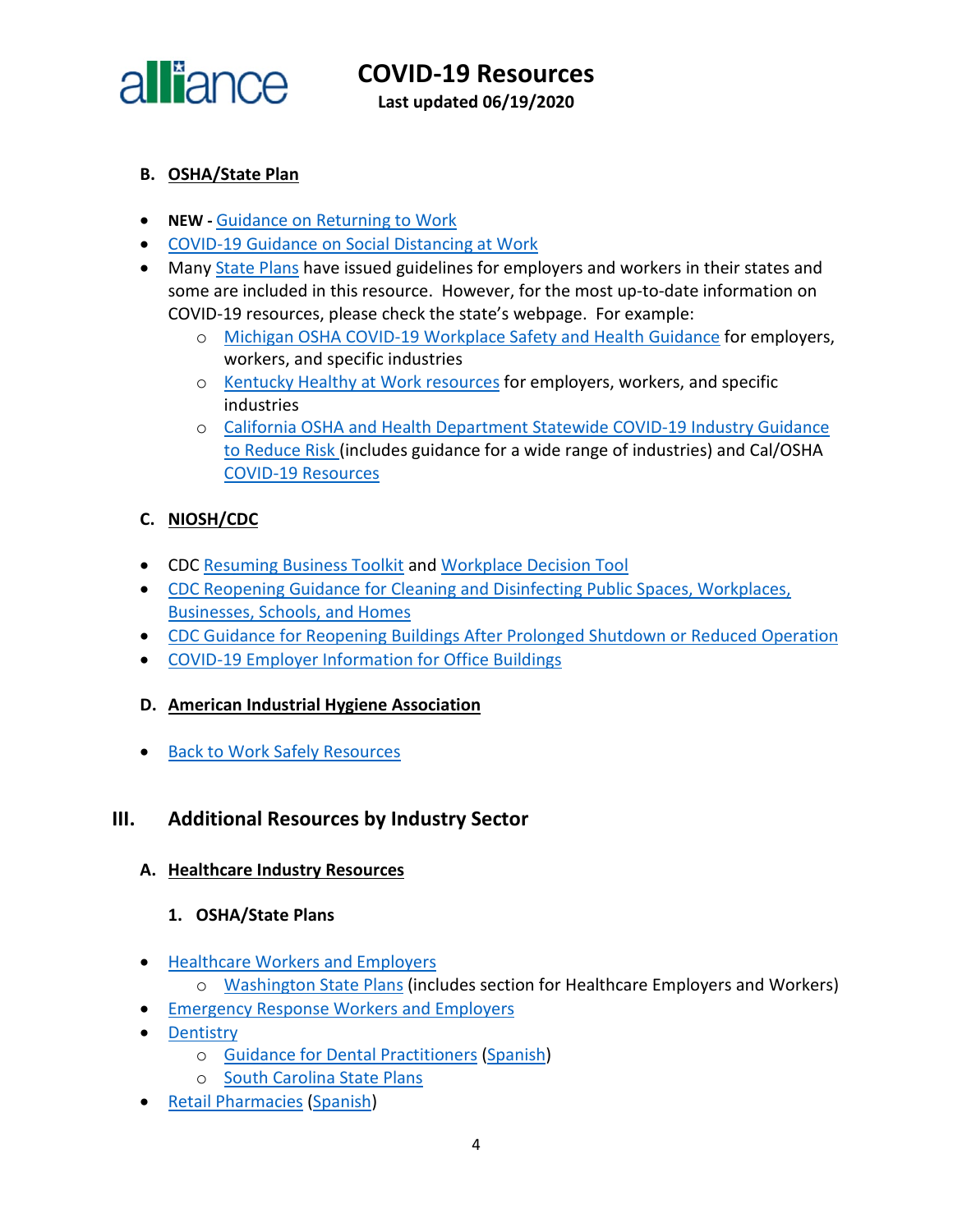### B. OSHA/State Plan

- **NEW -** Guidance on Returning to Work
- COVID-19 Guidance on Social Distancing at Work
- Many State Plans have issued guidelines for employers and workers in their states and some are included in this resource. However, for the most up-to-date information on COVID-19 resources, please check the state's webpage. For example:
  - Michigan OSHA COVID-19 Workplace Safety and Health Guidance for employers, workers, and specific industries
  - Kentucky Healthy at Work resources for employers, workers, and specific industries
  - California OSHA and Health Department Statewide COVID-19 Industry Guidance to Reduce Risk (includes guidance for a wide range of industries) and Cal/OSHA COVID-19 Resources

### C. NIOSH/CDC

- CDC Resuming Business Toolkit and Workplace Decision Tool
- CDC Reopening Guidance for Cleaning and Disinfecting Public Spaces, Workplaces, Businesses, Schools, and Homes
- CDC Guidance for Reopening Buildings After Prolonged Shutdown or Reduced Operation
- COVID-19 Employer Information for Office Buildings

### D. American Industrial Hygiene Association

- Back to Work Safely Resources

## III. Additional Resources by Industry Sector

### A. Healthcare Industry Resources

#### 1. OSHA/State Plans

- Healthcare Workers and Employers
  - Washington State Plans (includes section for Healthcare Employers and Workers)
- Emergency Response Workers and Employers
- Dentistry
  - Guidance for Dental Practitioners (Spanish)
  - South Carolina State Plans
- Retail Pharmacies (Spanish)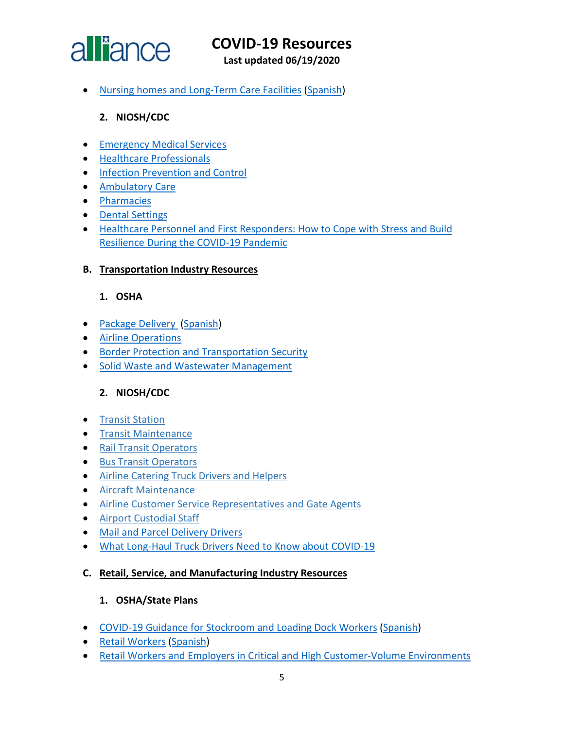- Nursing homes and Long-Term Care Facilities (Spanish)

### 2. NIOSH/CDC

- Emergency Medical Services
- Healthcare Professionals
- Infection Prevention and Control
- Ambulatory Care
- Pharmacies
- Dental Settings
- Healthcare Personnel and First Responders: How to Cope with Stress and Build Resilience During the COVID-19 Pandemic

## B. Transportation Industry Resources

### 1. OSHA

- Package Delivery (Spanish)
- Airline Operations
- Border Protection and Transportation Security
- Solid Waste and Wastewater Management

### 2. NIOSH/CDC

- Transit Station
- Transit Maintenance
- Rail Transit Operators
- Bus Transit Operators
- Airline Catering Truck Drivers and Helpers
- Aircraft Maintenance
- Airline Customer Service Representatives and Gate Agents
- Airport Custodial Staff
- Mail and Parcel Delivery Drivers
- What Long-Haul Truck Drivers Need to Know about COVID-19

## C. Retail, Service, and Manufacturing Industry Resources

### 1. OSHA/State Plans

- COVID-19 Guidance for Stockroom and Loading Dock Workers (Spanish)
- Retail Workers (Spanish)
- Retail Workers and Employers in Critical and High Customer-Volume Environments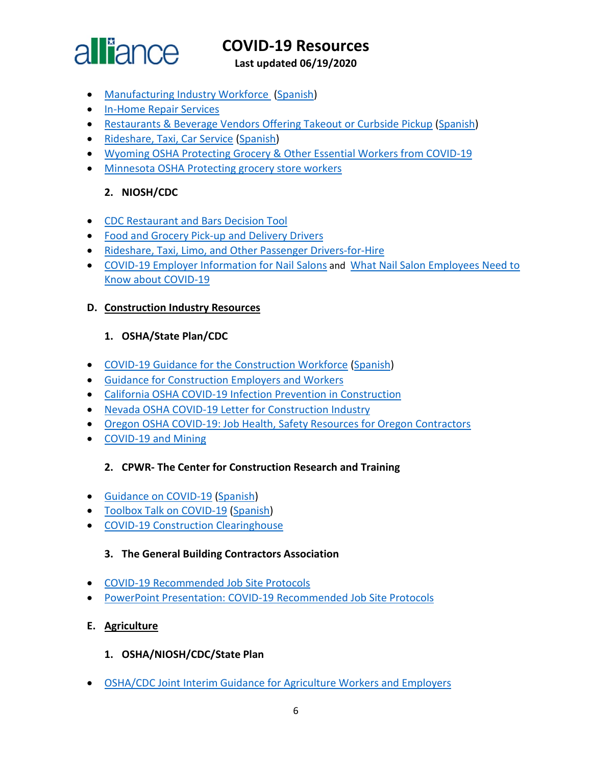- Manufacturing Industry Workforce (Spanish)
- In-Home Repair Services
- Restaurants & Beverage Vendors Offering Takeout or Curbside Pickup (Spanish)
- Rideshare, Taxi, Car Service (Spanish)
- Wyoming OSHA Protecting Grocery & Other Essential Workers from COVID-19
- Minnesota OSHA Protecting grocery store workers

### 2. NIOSH/CDC

- CDC Restaurant and Bars Decision Tool
- Food and Grocery Pick-up and Delivery Drivers
- Rideshare, Taxi, Limo, and Other Passenger Drivers-for-Hire
- COVID-19 Employer Information for Nail Salons and What Nail Salon Employees Need to Know about COVID-19

## D. Construction Industry Resources

### 1. OSHA/State Plan/CDC

- COVID-19 Guidance for the Construction Workforce (Spanish)
- Guidance for Construction Employers and Workers
- California OSHA COVID-19 Infection Prevention in Construction
- Nevada OSHA COVID-19 Letter for Construction Industry
- Oregon OSHA COVID-19: Job Health, Safety Resources for Oregon Contractors
- COVID-19 and Mining

### 2. CPWR- The Center for Construction Research and Training

- Guidance on COVID-19 (Spanish)
- Toolbox Talk on COVID-19 (Spanish)
- COVID-19 Construction Clearinghouse

### 3. The General Building Contractors Association

- COVID-19 Recommended Job Site Protocols
- PowerPoint Presentation: COVID-19 Recommended Job Site Protocols

## E. Agriculture

### 1. OSHA/NIOSH/CDC/State Plan

- OSHA/CDC Joint Interim Guidance for Agriculture Workers and Employers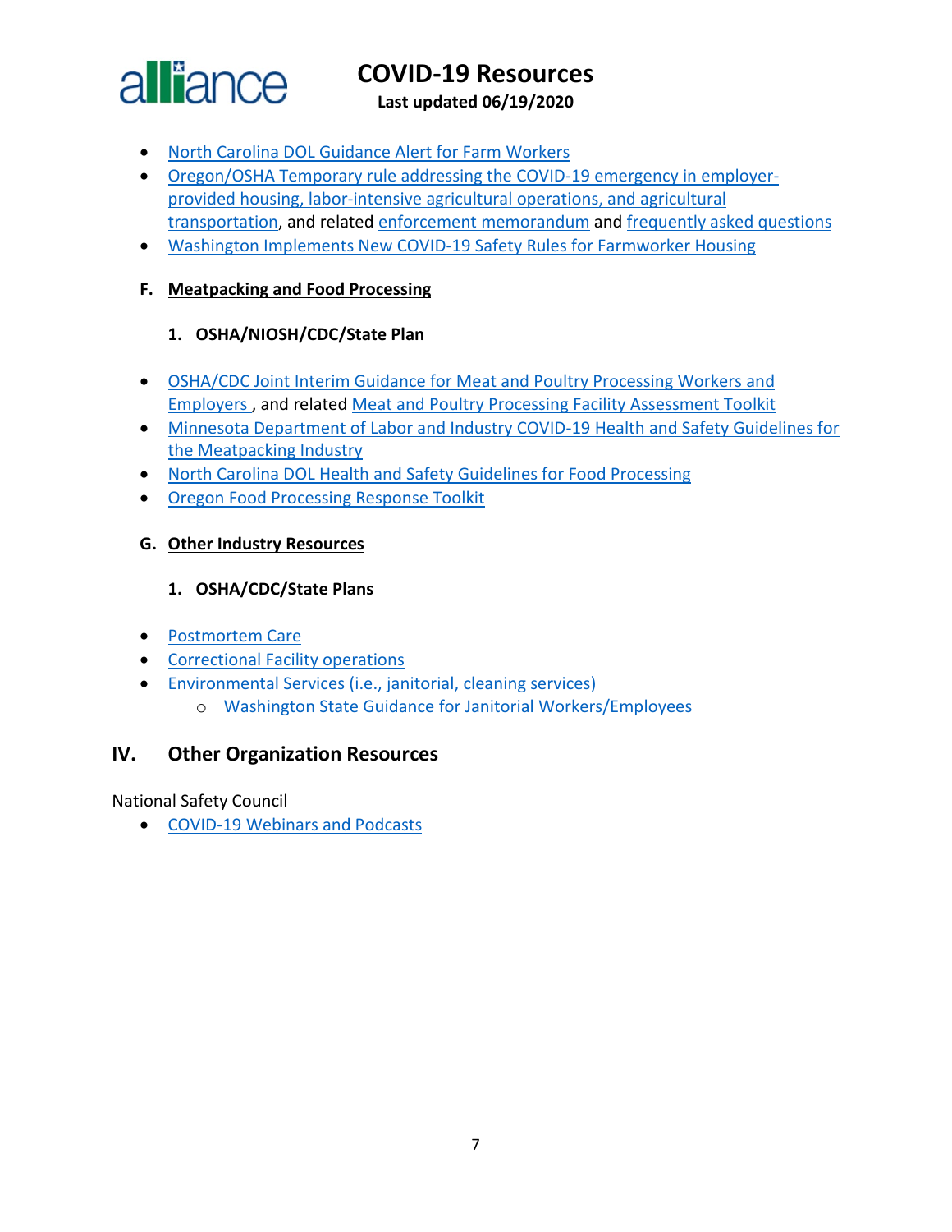- North Carolina DOL Guidance Alert for Farm Workers
- Oregon/OSHA Temporary rule addressing the COVID-19 emergency in employer-provided housing, labor-intensive agricultural operations, and agricultural transportation, and related enforcement memorandum and frequently asked questions
- Washington Implements New COVID-19 Safety Rules for Farmworker Housing

### F. Meatpacking and Food Processing

#### 1. OSHA/NIOSH/CDC/State Plan

- OSHA/CDC Joint Interim Guidance for Meat and Poultry Processing Workers and Employers , and related Meat and Poultry Processing Facility Assessment Toolkit
- Minnesota Department of Labor and Industry COVID-19 Health and Safety Guidelines for the Meatpacking Industry
- North Carolina DOL Health and Safety Guidelines for Food Processing
- Oregon Food Processing Response Toolkit

### G. Other Industry Resources

#### 1. OSHA/CDC/State Plans

- Postmortem Care
- Correctional Facility operations
- Environmental Services (i.e., janitorial, cleaning services)
  - Washington State Guidance for Janitorial Workers/Employees

## IV. Other Organization Resources

National Safety Council

- COVID-19 Webinars and Podcasts